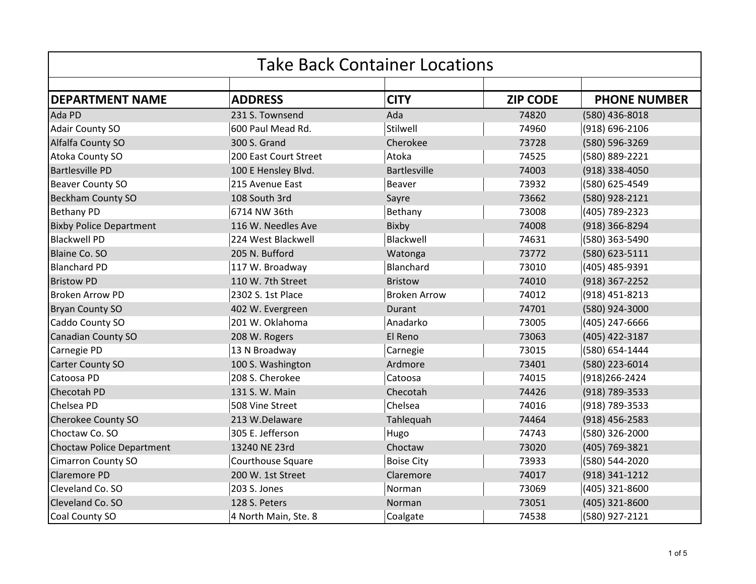# Take Back Container Locations

| DEPARTMENT NAME | ADDRESS | CITY | ZIP CODE | PHONE NUMBER |
|---|---|---|---|---|
| Ada PD | 231 S. Townsend | Ada | 74820 | (580) 436-8018 |
| Adair County SO | 600 Paul Mead Rd. | Stilwell | 74960 | (918) 696-2106 |
| Alfalfa County SO | 300 S. Grand | Cherokee | 73728 | (580) 596-3269 |
| Atoka County SO | 200 East Court Street | Atoka | 74525 | (580) 889-2221 |
| Bartlesville PD | 100 E Hensley Blvd. | Bartlesville | 74003 | (918) 338-4050 |
| Beaver County SO | 215 Avenue East | Beaver | 73932 | (580) 625-4549 |
| Beckham County SO | 108 South 3rd | Sayre | 73662 | (580) 928-2121 |
| Bethany PD | 6714 NW 36th | Bethany | 73008 | (405) 789-2323 |
| Bixby Police Department | 116 W. Needles Ave | Bixby | 74008 | (918) 366-8294 |
| Blackwell PD | 224 West Blackwell | Blackwell | 74631 | (580) 363-5490 |
| Blaine Co. SO | 205 N. Bufford | Watonga | 73772 | (580) 623-5111 |
| Blanchard PD | 117 W. Broadway | Blanchard | 73010 | (405) 485-9391 |
| Bristow PD | 110 W. 7th Street | Bristow | 74010 | (918) 367-2252 |
| Broken Arrow PD | 2302 S. 1st Place | Broken Arrow | 74012 | (918) 451-8213 |
| Bryan County SO | 402 W. Evergreen | Durant | 74701 | (580) 924-3000 |
| Caddo County SO | 201 W. Oklahoma | Anadarko | 73005 | (405) 247-6666 |
| Canadian County SO | 208 W. Rogers | El Reno | 73063 | (405) 422-3187 |
| Carnegie PD | 13 N Broadway | Carnegie | 73015 | (580) 654-1444 |
| Carter County SO | 100 S. Washington | Ardmore | 73401 | (580) 223-6014 |
| Catoosa PD | 208 S. Cherokee | Catoosa | 74015 | (918)266-2424 |
| Checotah PD | 131 S. W. Main | Checotah | 74426 | (918) 789-3533 |
| Chelsea PD | 508 Vine Street | Chelsea | 74016 | (918) 789-3533 |
| Cherokee County SO | 213 W.Delaware | Tahlequah | 74464 | (918) 456-2583 |
| Choctaw Co. SO | 305 E. Jefferson | Hugo | 74743 | (580) 326-2000 |
| Choctaw Police Department | 13240 NE 23rd | Choctaw | 73020 | (405) 769-3821 |
| Cimarron County SO | Courthouse Square | Boise City | 73933 | (580) 544-2020 |
| Claremore PD | 200 W. 1st Street | Claremore | 74017 | (918) 341-1212 |
| Cleveland Co. SO | 203 S. Jones | Norman | 73069 | (405) 321-8600 |
| Cleveland Co. SO | 128 S. Peters | Norman | 73051 | (405) 321-8600 |
| Coal County SO | 4 North Main, Ste. 8 | Coalgate | 74538 | (580) 927-2121 |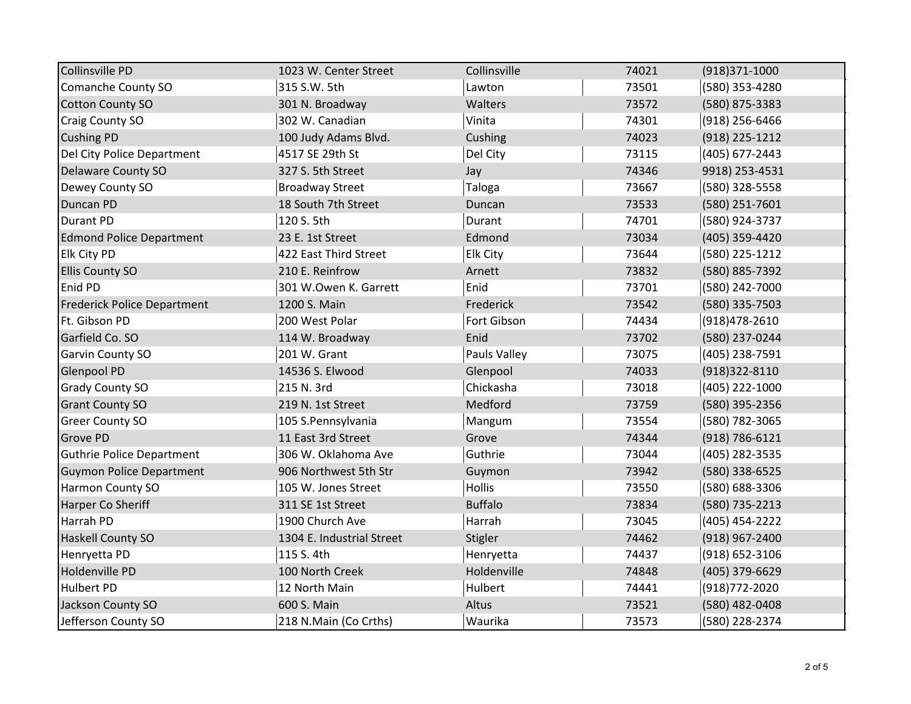| Collinsville PD | 1023 W. Center Street | Collinsville | 74021 | (918)371-1000 |
|---|---|---|---|---|
| Comanche County SO | 315 S.W. 5th | Lawton | 73501 | (580) 353-4280 |
| Cotton County SO | 301 N. Broadway | Walters | 73572 | (580) 875-3383 |
| Craig County SO | 302 W. Canadian | Vinita | 74301 | (918) 256-6466 |
| Cushing PD | 100 Judy Adams Blvd. | Cushing | 74023 | (918) 225-1212 |
| Del City Police Department | 4517 SE 29th St | Del City | 73115 | (405) 677-2443 |
| Delaware County SO | 327 S. 5th Street | Jay | 74346 | 9918) 253-4531 |
| Dewey County SO | Broadway Street | Taloga | 73667 | (580) 328-5558 |
| Duncan PD | 18 South 7th Street | Duncan | 73533 | (580) 251-7601 |
| Durant PD | 120 S. 5th | Durant | 74701 | (580) 924-3737 |
| Edmond Police Department | 23 E. 1st Street | Edmond | 73034 | (405) 359-4420 |
| Elk City PD | 422 East Third Street | Elk City | 73644 | (580) 225-1212 |
| Ellis County SO | 210 E. Reinfrow | Arnett | 73832 | (580) 885-7392 |
| Enid PD | 301 W.Owen K. Garrett | Enid | 73701 | (580) 242-7000 |
| Frederick Police Department | 1200 S. Main | Frederick | 73542 | (580) 335-7503 |
| Ft. Gibson PD | 200 West Polar | Fort Gibson | 74434 | (918)478-2610 |
| Garfield Co. SO | 114 W. Broadway | Enid | 73702 | (580) 237-0244 |
| Garvin County SO | 201 W. Grant | Pauls Valley | 73075 | (405) 238-7591 |
| Glenpool PD | 14536 S. Elwood | Glenpool | 74033 | (918)322-8110 |
| Grady County SO | 215 N. 3rd | Chickasha | 73018 | (405) 222-1000 |
| Grant County SO | 219 N. 1st Street | Medford | 73759 | (580) 395-2356 |
| Greer County SO | 105 S.Pennsylvania | Mangum | 73554 | (580) 782-3065 |
| Grove PD | 11 East 3rd Street | Grove | 74344 | (918) 786-6121 |
| Guthrie Police Department | 306 W. Oklahoma Ave | Guthrie | 73044 | (405) 282-3535 |
| Guymon Police Department | 906 Northwest 5th Str | Guymon | 73942 | (580) 338-6525 |
| Harmon County SO | 105 W. Jones Street | Hollis | 73550 | (580) 688-3306 |
| Harper Co Sheriff | 311 SE 1st Street | Buffalo | 73834 | (580) 735-2213 |
| Harrah PD | 1900 Church Ave | Harrah | 73045 | (405) 454-2222 |
| Haskell County SO | 1304 E. Industrial Street | Stigler | 74462 | (918) 967-2400 |
| Henryetta PD | 115 S. 4th | Henryetta | 74437 | (918) 652-3106 |
| Holdenville PD | 100 North Creek | Holdenville | 74848 | (405) 379-6629 |
| Hulbert PD | 12 North Main | Hulbert | 74441 | (918)772-2020 |
| Jackson County SO | 600 S. Main | Altus | 73521 | (580) 482-0408 |
| Jefferson County SO | 218 N.Main (Co Crths) | Waurika | 73573 | (580) 228-2374 |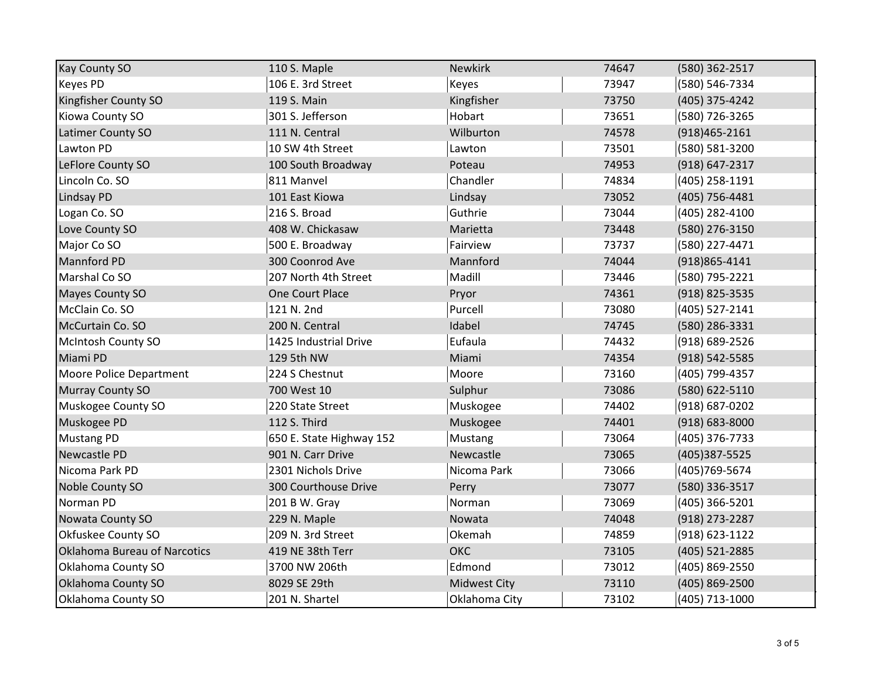| | | | | |
|---|---|---|---|---|
| Kay County SO | 110 S. Maple | Newkirk | 74647 | (580) 362-2517 |
| Keyes PD | 106 E. 3rd Street | Keyes | 73947 | (580) 546-7334 |
| Kingfisher County SO | 119 S. Main | Kingfisher | 73750 | (405) 375-4242 |
| Kiowa County SO | 301 S. Jefferson | Hobart | 73651 | (580) 726-3265 |
| Latimer County SO | 111 N. Central | Wilburton | 74578 | (918)465-2161 |
| Lawton PD | 10 SW 4th Street | Lawton | 73501 | (580) 581-3200 |
| LeFlore County SO | 100 South Broadway | Poteau | 74953 | (918) 647-2317 |
| Lincoln Co. SO | 811 Manvel | Chandler | 74834 | (405) 258-1191 |
| Lindsay PD | 101 East Kiowa | Lindsay | 73052 | (405) 756-4481 |
| Logan Co. SO | 216 S. Broad | Guthrie | 73044 | (405) 282-4100 |
| Love County SO | 408 W. Chickasaw | Marietta | 73448 | (580) 276-3150 |
| Major Co SO | 500 E. Broadway | Fairview | 73737 | (580) 227-4471 |
| Mannford PD | 300 Coonrod Ave | Mannford | 74044 | (918)865-4141 |
| Marshal Co SO | 207 North 4th Street | Madill | 73446 | (580) 795-2221 |
| Mayes County SO | One Court Place | Pryor | 74361 | (918) 825-3535 |
| McClain Co. SO | 121 N. 2nd | Purcell | 73080 | (405) 527-2141 |
| McCurtain Co. SO | 200 N. Central | Idabel | 74745 | (580) 286-3331 |
| McIntosh County SO | 1425 Industrial Drive | Eufaula | 74432 | (918) 689-2526 |
| Miami PD | 129 5th NW | Miami | 74354 | (918) 542-5585 |
| Moore Police Department | 224 S Chestnut | Moore | 73160 | (405) 799-4357 |
| Murray County SO | 700 West 10 | Sulphur | 73086 | (580) 622-5110 |
| Muskogee County SO | 220 State Street | Muskogee | 74402 | (918) 687-0202 |
| Muskogee PD | 112 S. Third | Muskogee | 74401 | (918) 683-8000 |
| Mustang PD | 650 E. State Highway 152 | Mustang | 73064 | (405) 376-7733 |
| Newcastle PD | 901 N. Carr Drive | Newcastle | 73065 | (405)387-5525 |
| Nicoma Park PD | 2301 Nichols Drive | Nicoma Park | 73066 | (405)769-5674 |
| Noble County SO | 300 Courthouse Drive | Perry | 73077 | (580) 336-3517 |
| Norman PD | 201 B W. Gray | Norman | 73069 | (405) 366-5201 |
| Nowata County SO | 229 N. Maple | Nowata | 74048 | (918) 273-2287 |
| Okfuskee County SO | 209 N. 3rd Street | Okemah | 74859 | (918) 623-1122 |
| Oklahoma Bureau of Narcotics | 419 NE 38th Terr | OKC | 73105 | (405) 521-2885 |
| Oklahoma County SO | 3700 NW 206th | Edmond | 73012 | (405) 869-2550 |
| Oklahoma County SO | 8029 SE 29th | Midwest City | 73110 | (405) 869-2500 |
| Oklahoma County SO | 201 N. Shartel | Oklahoma City | 73102 | (405) 713-1000 |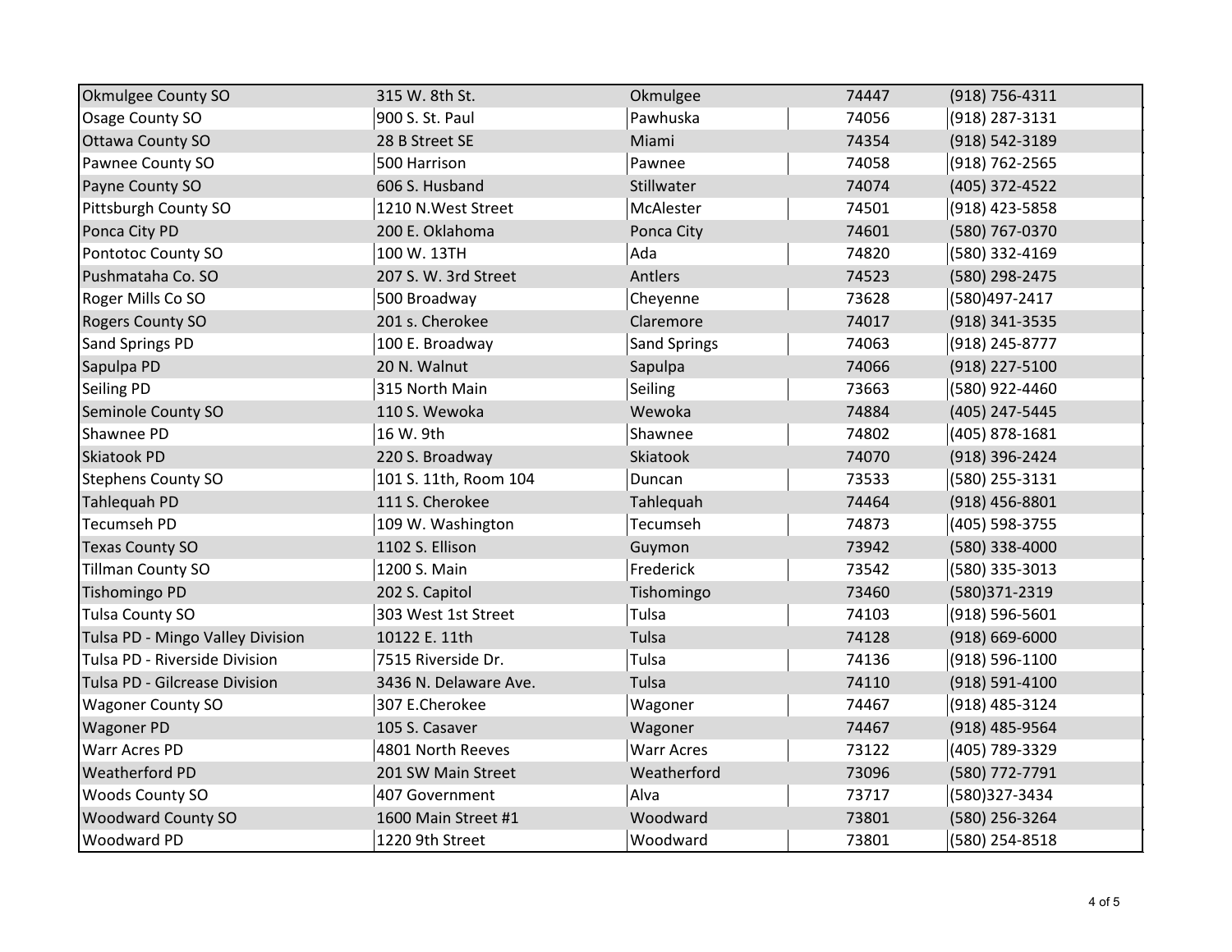| Okmulgee County SO | 315 W. 8th St. | Okmulgee | 74447 | (918) 756-4311 |
|---|---|---|---|---|
| Osage County SO | 900 S. St. Paul | Pawhuska | 74056 | (918) 287-3131 |
| Ottawa County SO | 28 B Street SE | Miami | 74354 | (918) 542-3189 |
| Pawnee County SO | 500 Harrison | Pawnee | 74058 | (918) 762-2565 |
| Payne County SO | 606 S. Husband | Stillwater | 74074 | (405) 372-4522 |
| Pittsburgh County SO | 1210 N.West Street | McAlester | 74501 | (918) 423-5858 |
| Ponca City PD | 200 E. Oklahoma | Ponca City | 74601 | (580) 767-0370 |
| Pontotoc County SO | 100 W. 13TH | Ada | 74820 | (580) 332-4169 |
| Pushmataha Co. SO | 207 S. W. 3rd Street | Antlers | 74523 | (580) 298-2475 |
| Roger Mills Co SO | 500 Broadway | Cheyenne | 73628 | (580)497-2417 |
| Rogers County SO | 201 s. Cherokee | Claremore | 74017 | (918) 341-3535 |
| Sand Springs PD | 100 E. Broadway | Sand Springs | 74063 | (918) 245-8777 |
| Sapulpa PD | 20 N. Walnut | Sapulpa | 74066 | (918) 227-5100 |
| Seiling PD | 315 North Main | Seiling | 73663 | (580) 922-4460 |
| Seminole County SO | 110 S. Wewoka | Wewoka | 74884 | (405) 247-5445 |
| Shawnee PD | 16 W. 9th | Shawnee | 74802 | (405) 878-1681 |
| Skiatook PD | 220 S. Broadway | Skiatook | 74070 | (918) 396-2424 |
| Stephens County SO | 101 S. 11th, Room 104 | Duncan | 73533 | (580) 255-3131 |
| Tahlequah PD | 111 S. Cherokee | Tahlequah | 74464 | (918) 456-8801 |
| Tecumseh PD | 109 W. Washington | Tecumseh | 74873 | (405) 598-3755 |
| Texas County SO | 1102 S. Ellison | Guymon | 73942 | (580) 338-4000 |
| Tillman County SO | 1200 S. Main | Frederick | 73542 | (580) 335-3013 |
| Tishomingo PD | 202 S. Capitol | Tishomingo | 73460 | (580)371-2319 |
| Tulsa County SO | 303 West 1st Street | Tulsa | 74103 | (918) 596-5601 |
| Tulsa PD - Mingo Valley Division | 10122 E. 11th | Tulsa | 74128 | (918) 669-6000 |
| Tulsa PD - Riverside Division | 7515 Riverside Dr. | Tulsa | 74136 | (918) 596-1100 |
| Tulsa PD - Gilcrease Division | 3436 N. Delaware Ave. | Tulsa | 74110 | (918) 591-4100 |
| Wagoner County SO | 307 E.Cherokee | Wagoner | 74467 | (918) 485-3124 |
| Wagoner PD | 105 S. Casaver | Wagoner | 74467 | (918) 485-9564 |
| Warr Acres PD | 4801 North Reeves | Warr Acres | 73122 | (405) 789-3329 |
| Weatherford PD | 201 SW Main Street | Weatherford | 73096 | (580) 772-7791 |
| Woods County SO | 407 Government | Alva | 73717 | (580)327-3434 |
| Woodward County SO | 1600 Main Street #1 | Woodward | 73801 | (580) 256-3264 |
| Woodward PD | 1220 9th Street | Woodward | 73801 | (580) 254-8518 |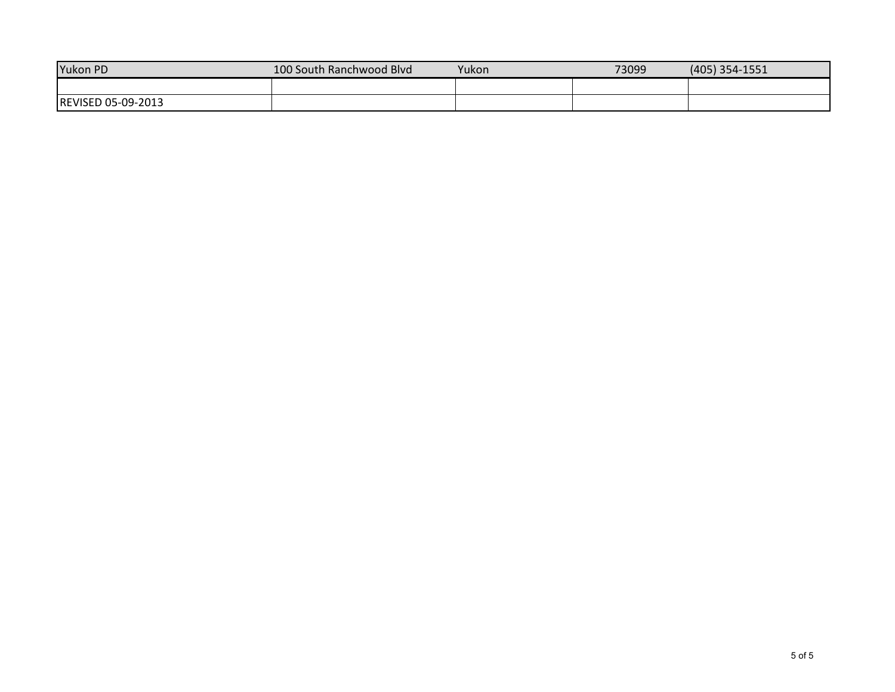| | | | | |
|---|---|---|---|---|
| Yukon PD | 100 South Ranchwood Blvd | Yukon | 73099 | (405) 354-1551 |
| | | | | |
| REVISED 05-09-2013 | | | | |